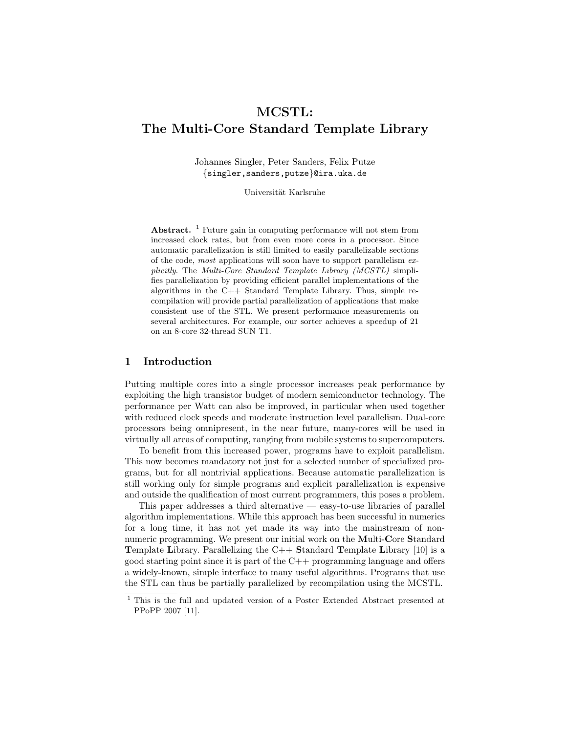# MCSTL: The Multi-Core Standard Template Library

Johannes Singler, Peter Sanders, Felix Putze
{singler,sanders,putze}@ira.uka.de

Universität Karlsruhe

**Abstract.** [1] Future gain in computing performance will not stem from increased clock rates, but from even more cores in a processor. Since automatic parallelization is still limited to easily parallelizable sections of the code, *most* applications will soon have to support parallelism *explicitly*. The *Multi-Core Standard Template Library (MCSTL)* simplifies parallelization by providing efficient parallel implementations of the algorithms in the C++ Standard Template Library. Thus, simple recompilation will provide partial parallelization of applications that make consistent use of the STL. We present performance measurements on several architectures. For example, our sorter achieves a speedup of 21 on an 8-core 32-thread SUN T1.

## 1 Introduction

Putting multiple cores into a single processor increases peak performance by exploiting the high transistor budget of modern semiconductor technology. The performance per Watt can also be improved, in particular when used together with reduced clock speeds and moderate instruction level parallelism. Dual-core processors being omnipresent, in the near future, many-cores will be used in virtually all areas of computing, ranging from mobile systems to supercomputers.

To benefit from this increased power, programs have to exploit parallelism. This now becomes mandatory not just for a selected number of specialized programs, but for all nontrivial applications. Because automatic parallelization is still working only for simple programs and explicit parallelization is expensive and outside the qualification of most current programmers, this poses a problem.

This paper addresses a third alternative — easy-to-use libraries of parallel algorithm implementations. While this approach has been successful in numerics for a long time, it has not yet made its way into the mainstream of non-numeric programming. We present our initial work on the **M**ulti-**C**ore **S**tandard **T**emplate **L**ibrary. Parallelizing the C++ **S**tandard **T**emplate **L**ibrary [10] is a good starting point since it is part of the C++ programming language and offers a widely-known, simple interface to many useful algorithms. Programs that use the STL can thus be partially parallelized by recompilation using the MCSTL.

[1] This is the full and updated version of a Poster Extended Abstract presented at PPoPP 2007 [11].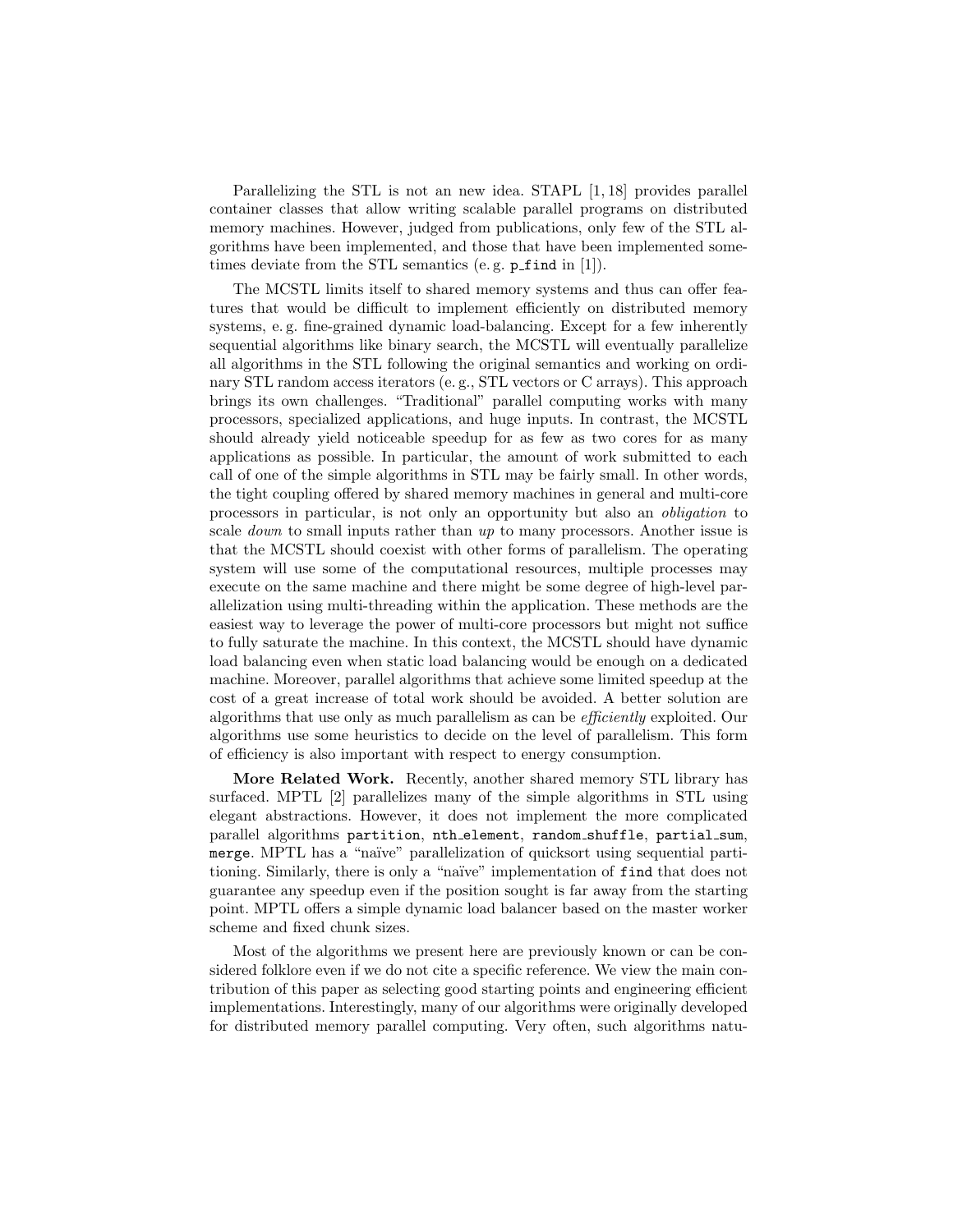Parallelizing the STL is not an new idea. STAPL [1, 18] provides parallel container classes that allow writing scalable parallel programs on distributed memory machines. However, judged from publications, only few of the STL algorithms have been implemented, and those that have been implemented sometimes deviate from the STL semantics (e. g. `p_find` in [1]).

The MCSTL limits itself to shared memory systems and thus can offer features that would be difficult to implement efficiently on distributed memory systems, e. g. fine-grained dynamic load-balancing. Except for a few inherently sequential algorithms like binary search, the MCSTL will eventually parallelize all algorithms in the STL following the original semantics and working on ordinary STL random access iterators (e. g., STL vectors or C arrays). This approach brings its own challenges. "Traditional" parallel computing works with many processors, specialized applications, and huge inputs. In contrast, the MCSTL should already yield noticeable speedup for as few as two cores for as many applications as possible. In particular, the amount of work submitted to each call of one of the simple algorithms in STL may be fairly small. In other words, the tight coupling offered by shared memory machines in general and multi-core processors in particular, is not only an opportunity but also an *obligation* to scale *down* to small inputs rather than *up* to many processors. Another issue is that the MCSTL should coexist with other forms of parallelism. The operating system will use some of the computational resources, multiple processes may execute on the same machine and there might be some degree of high-level parallelization using multi-threading within the application. These methods are the easiest way to leverage the power of multi-core processors but might not suffice to fully saturate the machine. In this context, the MCSTL should have dynamic load balancing even when static load balancing would be enough on a dedicated machine. Moreover, parallel algorithms that achieve some limited speedup at the cost of a great increase of total work should be avoided. A better solution are algorithms that use only as much parallelism as can be *efficiently* exploited. Our algorithms use some heuristics to decide on the level of parallelism. This form of efficiency is also important with respect to energy consumption.

**More Related Work.** Recently, another shared memory STL library has surfaced. MPTL [2] parallelizes many of the simple algorithms in STL using elegant abstractions. However, it does not implement the more complicated parallel algorithms `partition`, `nth_element`, `random_shuffle`, `partial_sum`, `merge`. MPTL has a "naïve" parallelization of quicksort using sequential partitioning. Similarly, there is only a "naïve" implementation of `find` that does not guarantee any speedup even if the position sought is far away from the starting point. MPTL offers a simple dynamic load balancer based on the master worker scheme and fixed chunk sizes.

Most of the algorithms we present here are previously known or can be considered folklore even if we do not cite a specific reference. We view the main contribution of this paper as selecting good starting points and engineering efficient implementations. Interestingly, many of our algorithms were originally developed for distributed memory parallel computing. Very often, such algorithms natu-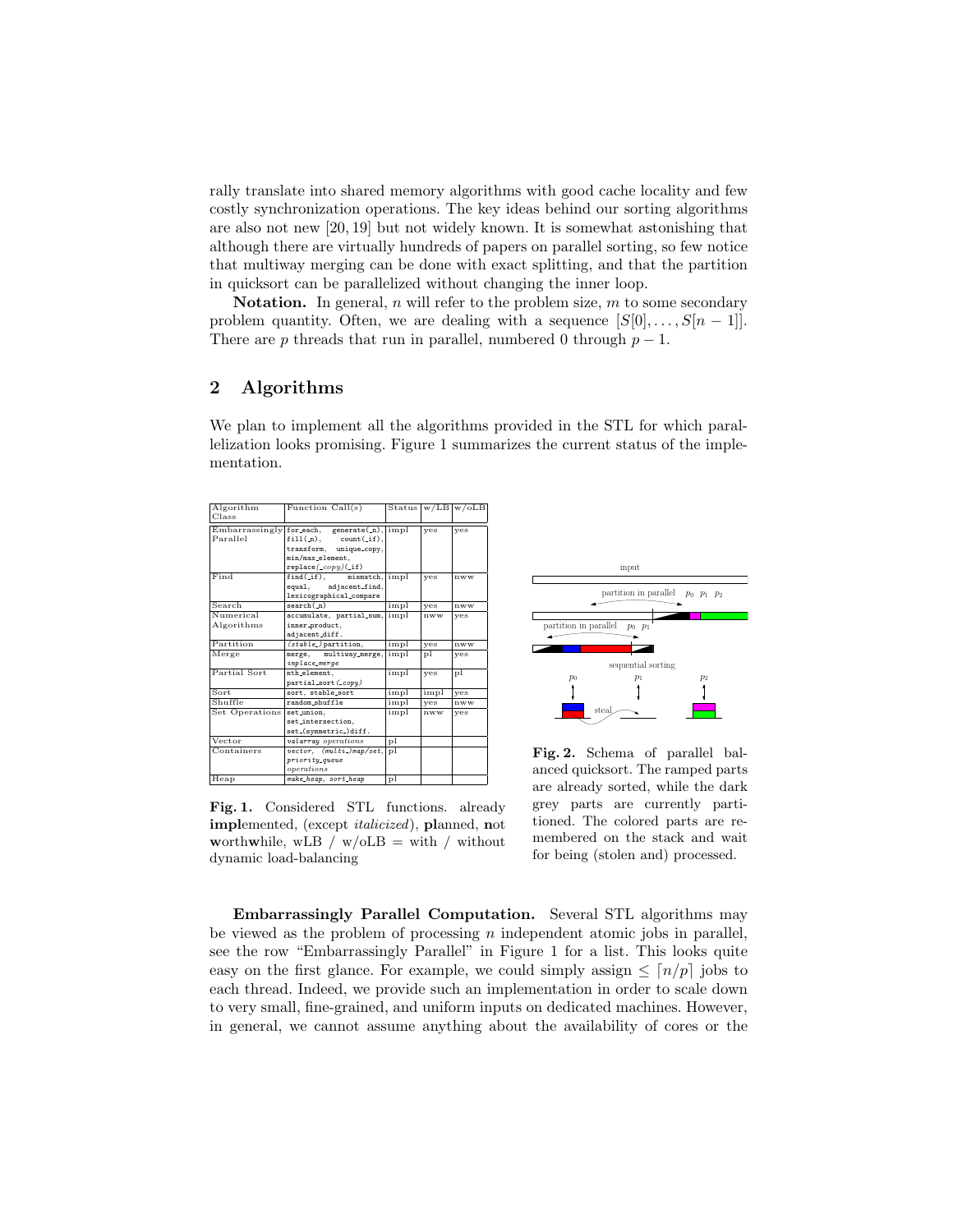rally translate into shared memory algorithms with good cache locality and few costly synchronization operations. The key ideas behind our sorting algorithms are also not new [20, 19] but not widely known. It is somewhat astonishing that although there are virtually hundreds of papers on parallel sorting, so few notice that multiway merging can be done with exact splitting, and that the partition in quicksort can be parallelized without changing the inner loop.

**Notation.** In general, $n$ will refer to the problem size, $m$ to some secondary problem quantity. Often, we are dealing with a sequence $[S[0], \ldots, S[n-1]]$. There are $p$ threads that run in parallel, numbered 0 through $p-1$.

## 2 Algorithms

We plan to implement all the algorithms provided in the STL for which parallelization looks promising. Figure 1 summarizes the current status of the implementation.

| Algorithm Class | Function Call(s) | Status | w/LB | w/oLB |
|---|---|---|---|---|
| Embarrassingly Parallel | `for_each`, `generate(_n)`, `fill(_n)`, `count(_if)`, `transform`, `unique_copy`, `min/max_element`, `replace(_copy)(_if)` | impl | yes | yes |
| Find | `find(_if)`, `mismatch`, `equal`, `adjacent_find`, `lexicographical_compare` | impl | yes | nww |
| Search | `search(_n)` | impl | yes | nww |
| Numerical Algorithms | `accumulate`, `partial_sum`, `inner_product`, `adjacent_diff.` | impl | nww | yes |
| Partition | *(stable_)*`partition`, | impl | yes | nww |
| Merge | `merge`, `multiway_merge`, *`inplace_merge`* | impl | pl | yes |
| Partial Sort | `nth_element`, `partial_sort(_copy)` | impl | yes | pl |
| Sort | `sort`, `stable_sort` | impl | impl | yes |
| Shuffle | `random_shuffle` | impl | yes | nww |
| Set Operations | `set_union`, `set_intersection`, `set_(symmetric_)diff.` | impl | nww | yes |
| Vector | *valarray operations* | pl | | |
| Containers | *vector, (multi_)map/set, priority_queue operations* | pl | | |
| Heap | *make_heap, sort_heap* | pl | | |

**Fig. 1.** Considered STL functions. already **impl**emented, (except *italicized*), **pl**anned, **n**ot **w**orth**w**hile, wLB / w/oLB = with / without dynamic load-balancing

**Fig. 2.** Schema of parallel balanced quicksort. The ramped parts are already sorted, while the dark grey parts are currently partitioned. The colored parts are remembered on the stack and wait for being (stolen and) processed.

**Embarrassingly Parallel Computation.** Several STL algorithms may be viewed as the problem of processing $n$ independent atomic jobs in parallel, see the row "Embarrassingly Parallel" in Figure 1 for a list. This looks quite easy on the first glance. For example, we could simply assign $\leq \lceil n/p \rceil$ jobs to each thread. Indeed, we provide such an implementation in order to scale down to very small, fine-grained, and uniform inputs on dedicated machines. However, in general, we cannot assume anything about the availability of cores or the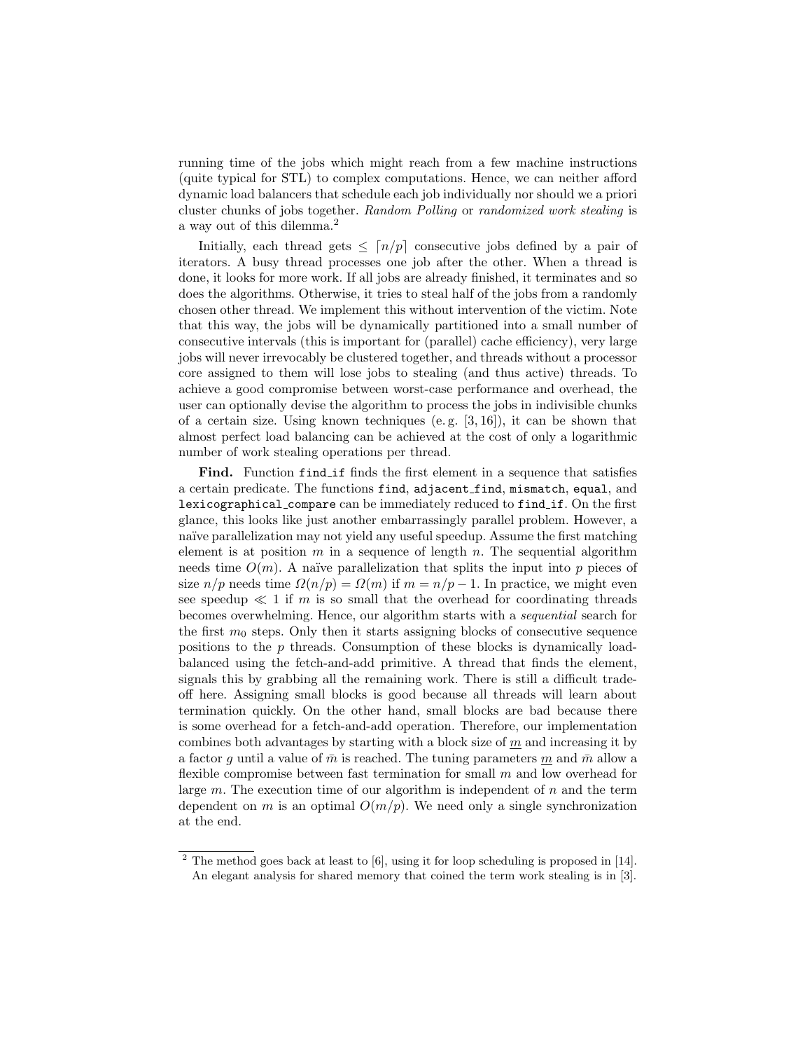running time of the jobs which might reach from a few machine instructions (quite typical for STL) to complex computations. Hence, we can neither afford dynamic load balancers that schedule each job individually nor should we a priori cluster chunks of jobs together. *Random Polling* or *randomized work stealing* is a way out of this dilemma.[2]

Initially, each thread gets $\leq \lceil n/p \rceil$ consecutive jobs defined by a pair of iterators. A busy thread processes one job after the other. When a thread is done, it looks for more work. If all jobs are already finished, it terminates and so does the algorithms. Otherwise, it tries to steal half of the jobs from a randomly chosen other thread. We implement this without intervention of the victim. Note that this way, the jobs will be dynamically partitioned into a small number of consecutive intervals (this is important for (parallel) cache efficiency), very large jobs will never irrevocably be clustered together, and threads without a processor core assigned to them will lose jobs to stealing (and thus active) threads. To achieve a good compromise between worst-case performance and overhead, the user can optionally devise the algorithm to process the jobs in indivisible chunks of a certain size. Using known techniques (e. g. [3, 16]), it can be shown that almost perfect load balancing can be achieved at the cost of only a logarithmic number of work stealing operations per thread.

**Find.** Function `find_if` finds the first element in a sequence that satisfies a certain predicate. The functions `find`, `adjacent_find`, `mismatch`, `equal`, and `lexicographical_compare` can be immediately reduced to `find_if`. On the first glance, this looks like just another embarrassingly parallel problem. However, a naïve parallelization may not yield any useful speedup. Assume the first matching element is at position $m$ in a sequence of length $n$. The sequential algorithm needs time $O(m)$. A naïve parallelization that splits the input into $p$ pieces of size $n/p$ needs time $\Omega(n/p) = \Omega(m)$ if $m = n/p - 1$. In practice, we might even see speedup $\ll 1$ if $m$ is so small that the overhead for coordinating threads becomes overwhelming. Hence, our algorithm starts with a *sequential* search for the first $m_0$ steps. Only then it starts assigning blocks of consecutive sequence positions to the $p$ threads. Consumption of these blocks is dynamically load-balanced using the fetch-and-add primitive. A thread that finds the element, signals this by grabbing all the remaining work. There is still a difficult trade-off here. Assigning small blocks is good because all threads will learn about termination quickly. On the other hand, small blocks are bad because there is some overhead for a fetch-and-add operation. Therefore, our implementation combines both advantages by starting with a block size of $\underline{m}$ and increasing it by a factor $g$ until a value of $\bar{m}$ is reached. The tuning parameters $\underline{m}$ and $\bar{m}$ allow a flexible compromise between fast termination for small $m$ and low overhead for large $m$. The execution time of our algorithm is independent of $n$ and the term dependent on $m$ is an optimal $O(m/p)$. We need only a single synchronization at the end.

---

[2] The method goes back at least to [6], using it for loop scheduling is proposed in [14]. An elegant analysis for shared memory that coined the term work stealing is in [3].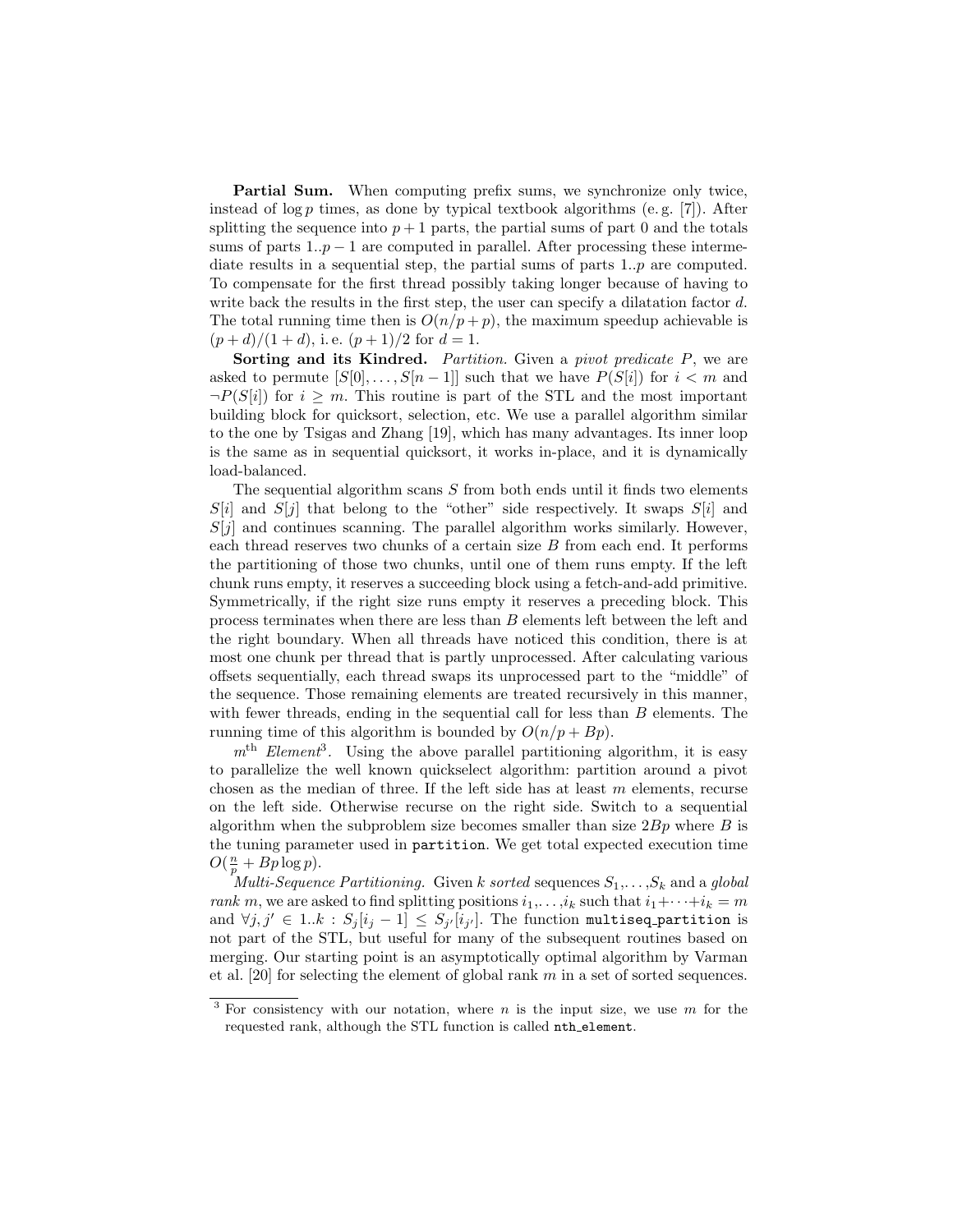**Partial Sum.** When computing prefix sums, we synchronize only twice, instead of $\log p$ times, as done by typical textbook algorithms (e. g. [7]). After splitting the sequence into $p+1$ parts, the partial sums of part 0 and the totals sums of parts $1..p-1$ are computed in parallel. After processing these intermediate results in a sequential step, the partial sums of parts $1..p$ are computed. To compensate for the first thread possibly taking longer because of having to write back the results in the first step, the user can specify a dilatation factor $d$. The total running time then is $O(n/p+p)$, the maximum speedup achievable is $(p+d)/(1+d)$, i. e. $(p+1)/2$ for $d=1$.

**Sorting and its Kindred.** *Partition.* Given a *pivot predicate* $P$, we are asked to permute $[S[0],\dots,S[n-1]]$ such that we have $P(S[i])$ for $i<m$ and $\neg P(S[i])$ for $i \geq m$. This routine is part of the STL and the most important building block for quicksort, selection, etc. We use a parallel algorithm similar to the one by Tsigas and Zhang [19], which has many advantages. Its inner loop is the same as in sequential quicksort, it works in-place, and it is dynamically load-balanced.

The sequential algorithm scans $S$ from both ends until it finds two elements $S[i]$ and $S[j]$ that belong to the "other" side respectively. It swaps $S[i]$ and $S[j]$ and continues scanning. The parallel algorithm works similarly. However, each thread reserves two chunks of a certain size $B$ from each end. It performs the partitioning of those two chunks, until one of them runs empty. If the left chunk runs empty, it reserves a succeeding block using a fetch-and-add primitive. Symmetrically, if the right size runs empty it reserves a preceding block. This process terminates when there are less than $B$ elements left between the left and the right boundary. When all threads have noticed this condition, there is at most one chunk per thread that is partly unprocessed. After calculating various offsets sequentially, each thread swaps its unprocessed part to the "middle" of the sequence. Those remaining elements are treated recursively in this manner, with fewer threads, ending in the sequential call for less than $B$ elements. The running time of this algorithm is bounded by $O(n/p+Bp)$.

$m^{\text{th}}$ *Element*[3]. Using the above parallel partitioning algorithm, it is easy to parallelize the well known quickselect algorithm: partition around a pivot chosen as the median of three. If the left side has at least $m$ elements, recurse on the left side. Otherwise recurse on the right side. Switch to a sequential algorithm when the subproblem size becomes smaller than size $2Bp$ where $B$ is the tuning parameter used in `partition`. We get total expected execution time $O(\frac{n}{p}+Bp\log p)$.

*Multi-Sequence Partitioning.* Given $k$ *sorted* sequences $S_1,\dots,S_k$ and a *global rank* $m$, we are asked to find splitting positions $i_1,\dots,i_k$ such that $i_1+\dots+i_k=m$ and $\forall j,j' \in 1..k : S_j[i_j-1] \leq S_{j'}[i_{j'}]$. The function `multiseq_partition` is not part of the STL, but useful for many of the subsequent routines based on merging. Our starting point is an asymptotically optimal algorithm by Varman et al. [20] for selecting the element of global rank $m$ in a set of sorted sequences.

[3] For consistency with our notation, where $n$ is the input size, we use $m$ for the requested rank, although the STL function is called `nth_element`.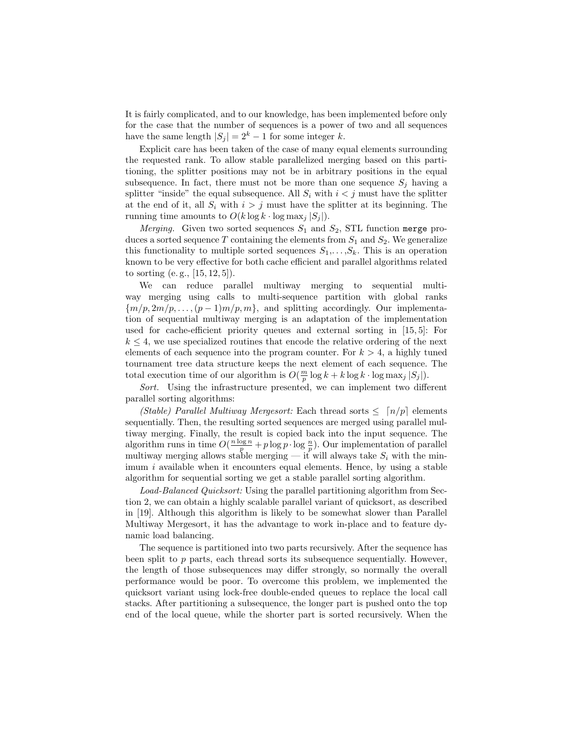It is fairly complicated, and to our knowledge, has been implemented before only for the case that the number of sequences is a power of two and all sequences have the same length $|S_j| = 2^k - 1$ for some integer $k$.

Explicit care has been taken of the case of many equal elements surrounding the requested rank. To allow stable parallelized merging based on this partitioning, the splitter positions may not be in arbitrary positions in the equal subsequence. In fact, there must not be more than one sequence $S_j$ having a splitter "inside" the equal subsequence. All $S_i$ with $i < j$ must have the splitter at the end of it, all $S_i$ with $i > j$ must have the splitter at its beginning. The running time amounts to $O(k \log k \cdot \log \max_j |S_j|)$.

*Merging.* Given two sorted sequences $S_1$ and $S_2$, STL function `merge` produces a sorted sequence $T$ containing the elements from $S_1$ and $S_2$. We generalize this functionality to multiple sorted sequences $S_1, \ldots, S_k$. This is an operation known to be very effective for both cache efficient and parallel algorithms related to sorting (e. g., [15, 12, 5]).

We can reduce parallel multiway merging to sequential multiway merging using calls to multi-sequence partition with global ranks $\{m/p, 2m/p, \ldots, (p-1)m/p, m\}$, and splitting accordingly. Our implementation of sequential multiway merging is an adaptation of the implementation used for cache-efficient priority queues and external sorting in [15, 5]: For $k \leq 4$, we use specialized routines that encode the relative ordering of the next elements of each sequence into the program counter. For $k > 4$, a highly tuned tournament tree data structure keeps the next element of each sequence. The total execution time of our algorithm is $O(\frac{m}{p} \log k + k \log k \cdot \log \max_j |S_j|)$.

*Sort.* Using the infrastructure presented, we can implement two different parallel sorting algorithms:

*(Stable) Parallel Multiway Mergesort:* Each thread sorts $\leq \lceil n/p \rceil$ elements sequentially. Then, the resulting sorted sequences are merged using parallel multiway merging. Finally, the result is copied back into the input sequence. The algorithm runs in time $O(\frac{n \log n}{p} + p \log p \cdot \log \frac{n}{p})$. Our implementation of parallel multiway merging allows stable merging — it will always take $S_i$ with the minimum $i$ available when it encounters equal elements. Hence, by using a stable algorithm for sequential sorting we get a stable parallel sorting algorithm.

*Load-Balanced Quicksort:* Using the parallel partitioning algorithm from Section 2, we can obtain a highly scalable parallel variant of quicksort, as described in [19]. Although this algorithm is likely to be somewhat slower than Parallel Multiway Mergesort, it has the advantage to work in-place and to feature dynamic load balancing.

The sequence is partitioned into two parts recursively. After the sequence has been split to $p$ parts, each thread sorts its subsequence sequentially. However, the length of those subsequences may differ strongly, so normally the overall performance would be poor. To overcome this problem, we implemented the quicksort variant using lock-free double-ended queues to replace the local call stacks. After partitioning a subsequence, the longer part is pushed onto the top end of the local queue, while the shorter part is sorted recursively. When the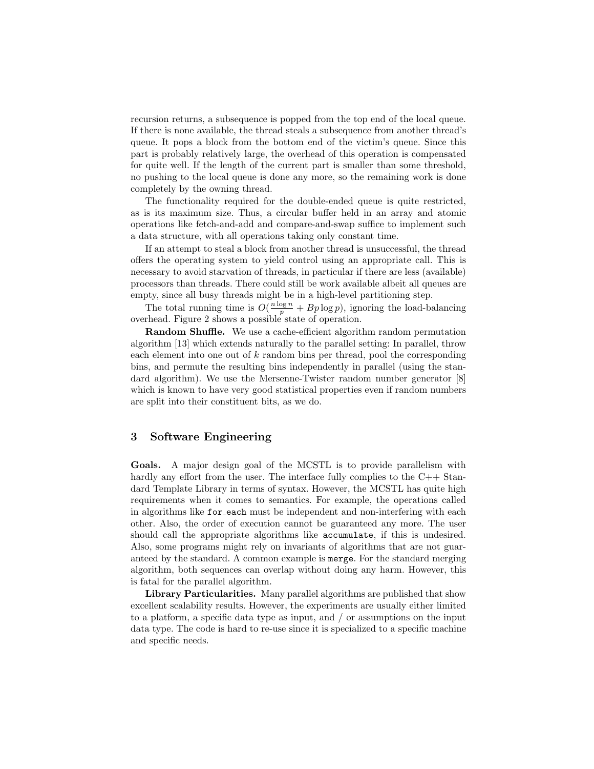recursion returns, a subsequence is popped from the top end of the local queue. If there is none available, the thread steals a subsequence from another thread's queue. It pops a block from the bottom end of the victim's queue. Since this part is probably relatively large, the overhead of this operation is compensated for quite well. If the length of the current part is smaller than some threshold, no pushing to the local queue is done any more, so the remaining work is done completely by the owning thread.

The functionality required for the double-ended queue is quite restricted, as is its maximum size. Thus, a circular buffer held in an array and atomic operations like fetch-and-add and compare-and-swap suffice to implement such a data structure, with all operations taking only constant time.

If an attempt to steal a block from another thread is unsuccessful, the thread offers the operating system to yield control using an appropriate call. This is necessary to avoid starvation of threads, in particular if there are less (available) processors than threads. There could still be work available albeit all queues are empty, since all busy threads might be in a high-level partitioning step.

The total running time is $O(\frac{n \log n}{p} + Bp \log p)$, ignoring the load-balancing overhead. Figure 2 shows a possible state of operation.

**Random Shuffle.** We use a cache-efficient algorithm random permutation algorithm [13] which extends naturally to the parallel setting: In parallel, throw each element into one out of $k$ random bins per thread, pool the corresponding bins, and permute the resulting bins independently in parallel (using the standard algorithm). We use the Mersenne-Twister random number generator [8] which is known to have very good statistical properties even if random numbers are split into their constituent bits, as we do.

## 3 Software Engineering

**Goals.** A major design goal of the MCSTL is to provide parallelism with hardly any effort from the user. The interface fully complies to the C++ Standard Template Library in terms of syntax. However, the MCSTL has quite high requirements when it comes to semantics. For example, the operations called in algorithms like `for_each` must be independent and non-interfering with each other. Also, the order of execution cannot be guaranteed any more. The user should call the appropriate algorithms like `accumulate`, if this is undesired. Also, some programs might rely on invariants of algorithms that are not guaranteed by the standard. A common example is `merge`. For the standard merging algorithm, both sequences can overlap without doing any harm. However, this is fatal for the parallel algorithm.

**Library Particularities.** Many parallel algorithms are published that show excellent scalability results. However, the experiments are usually either limited to a platform, a specific data type as input, and / or assumptions on the input data type. The code is hard to re-use since it is specialized to a specific machine and specific needs.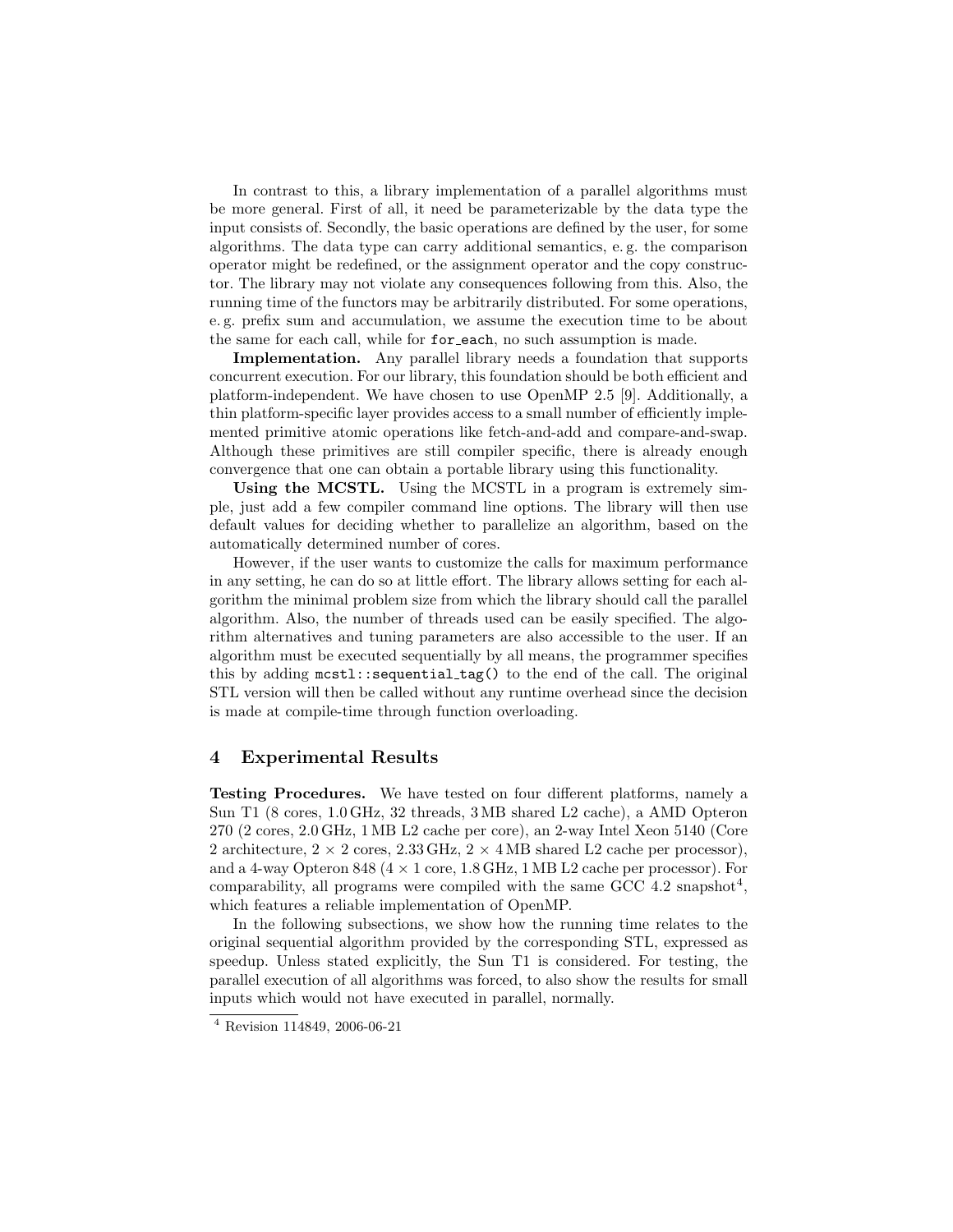In contrast to this, a library implementation of a parallel algorithms must be more general. First of all, it need be parameterizable by the data type the input consists of. Secondly, the basic operations are defined by the user, for some algorithms. The data type can carry additional semantics, e. g. the comparison operator might be redefined, or the assignment operator and the copy constructor. The library may not violate any consequences following from this. Also, the running time of the functors may be arbitrarily distributed. For some operations, e. g. prefix sum and accumulation, we assume the execution time to be about the same for each call, while for `for_each`, no such assumption is made.

**Implementation.** Any parallel library needs a foundation that supports concurrent execution. For our library, this foundation should be both efficient and platform-independent. We have chosen to use OpenMP 2.5 [9]. Additionally, a thin platform-specific layer provides access to a small number of efficiently implemented primitive atomic operations like fetch-and-add and compare-and-swap. Although these primitives are still compiler specific, there is already enough convergence that one can obtain a portable library using this functionality.

**Using the MCSTL.** Using the MCSTL in a program is extremely simple, just add a few compiler command line options. The library will then use default values for deciding whether to parallelize an algorithm, based on the automatically determined number of cores.

However, if the user wants to customize the calls for maximum performance in any setting, he can do so at little effort. The library allows setting for each algorithm the minimal problem size from which the library should call the parallel algorithm. Also, the number of threads used can be easily specified. The algorithm alternatives and tuning parameters are also accessible to the user. If an algorithm must be executed sequentially by all means, the programmer specifies this by adding `mcstl::sequential_tag()` to the end of the call. The original STL version will then be called without any runtime overhead since the decision is made at compile-time through function overloading.

## 4 Experimental Results

**Testing Procedures.** We have tested on four different platforms, namely a Sun T1 (8 cores, 1.0 GHz, 32 threads, 3 MB shared L2 cache), a AMD Opteron 270 (2 cores, 2.0 GHz, 1 MB L2 cache per core), an 2-way Intel Xeon 5140 (Core 2 architecture, $2 \times 2$ cores, 2.33 GHz, $2 \times 4$ MB shared L2 cache per processor), and a 4-way Opteron 848 ($4 \times 1$ core, 1.8 GHz, 1 MB L2 cache per processor). For comparability, all programs were compiled with the same GCC 4.2 snapshot[4], which features a reliable implementation of OpenMP.

In the following subsections, we show how the running time relates to the original sequential algorithm provided by the corresponding STL, expressed as speedup. Unless stated explicitly, the Sun T1 is considered. For testing, the parallel execution of all algorithms was forced, to also show the results for small inputs which would not have executed in parallel, normally.

[4] Revision 114849, 2006-06-21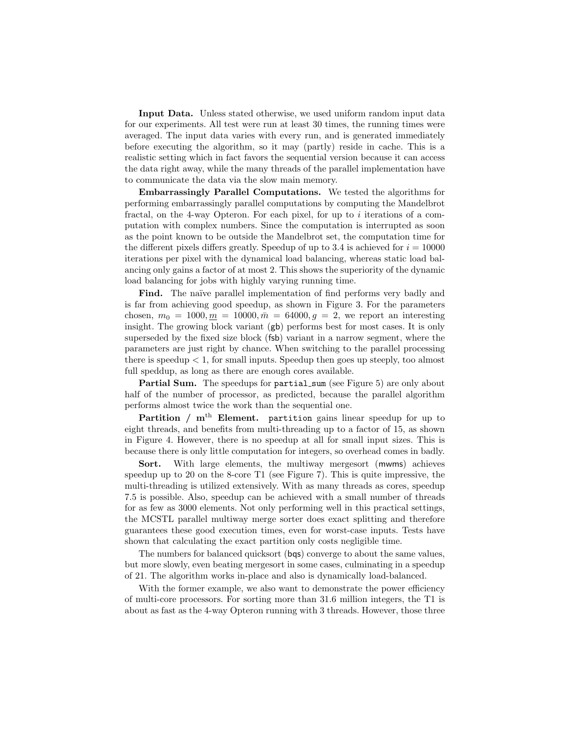**Input Data.** Unless stated otherwise, we used uniform random input data for our experiments. All test were run at least 30 times, the running times were averaged. The input data varies with every run, and is generated immediately before executing the algorithm, so it may (partly) reside in cache. This is a realistic setting which in fact favors the sequential version because it can access the data right away, while the many threads of the parallel implementation have to communicate the data via the slow main memory.

**Embarrassingly Parallel Computations.** We tested the algorithms for performing embarrassingly parallel computations by computing the Mandelbrot fractal, on the 4-way Opteron. For each pixel, for up to $i$ iterations of a computation with complex numbers. Since the computation is interrupted as soon as the point known to be outside the Mandelbrot set, the computation time for the different pixels differs greatly. Speedup of up to 3.4 is achieved for $i = 10000$ iterations per pixel with the dynamical load balancing, whereas static load balancing only gains a factor of at most 2. This shows the superiority of the dynamic load balancing for jobs with highly varying running time.

**Find.** The naïve parallel implementation of find performs very badly and is far from achieving good speedup, as shown in Figure 3. For the parameters chosen, $m_0 = 1000, \underline{m} = 10000, \bar{m} = 64000, g = 2$, we report an interesting insight. The growing block variant (gb) performs best for most cases. It is only superseded by the fixed size block (fsb) variant in a narrow segment, where the parameters are just right by chance. When switching to the parallel processing there is speedup $< 1$, for small inputs. Speedup then goes up steeply, too almost full speddup, as long as there are enough cores available.

**Partial Sum.** The speedups for `partial_sum` (see Figure 5) are only about half of the number of processor, as predicted, because the parallel algorithm performs almost twice the work than the sequential one.

**Partition / m$^{\text{th}}$ Element.** `partition` gains linear speedup for up to eight threads, and benefits from multi-threading up to a factor of 15, as shown in Figure 4. However, there is no speedup at all for small input sizes. This is because there is only little computation for integers, so overhead comes in badly.

**Sort.** With large elements, the multiway mergesort (mwms) achieves speedup up to 20 on the 8-core T1 (see Figure 7). This is quite impressive, the multi-threading is utilized extensively. With as many threads as cores, speedup 7.5 is possible. Also, speedup can be achieved with a small number of threads for as few as 3000 elements. Not only performing well in this practical settings, the MCSTL parallel multiway merge sorter does exact splitting and therefore guarantees these good execution times, even for worst-case inputs. Tests have shown that calculating the exact partition only costs negligible time.

The numbers for balanced quicksort (bqs) converge to about the same values, but more slowly, even beating mergesort in some cases, culminating in a speedup of 21. The algorithm works in-place and also is dynamically load-balanced.

With the former example, we also want to demonstrate the power efficiency of multi-core processors. For sorting more than 31.6 million integers, the T1 is about as fast as the 4-way Opteron running with 3 threads. However, those three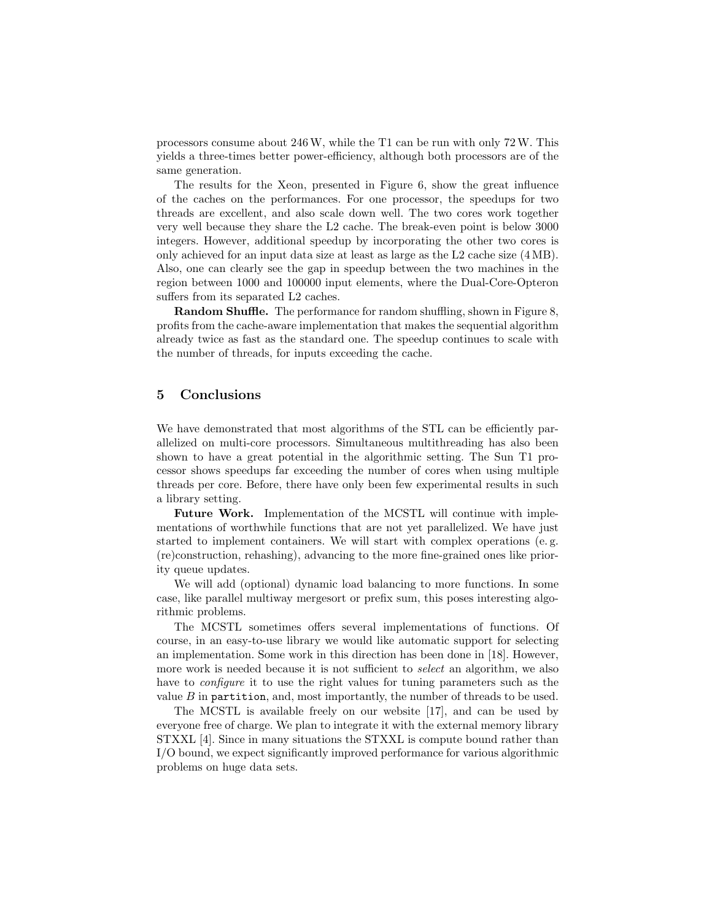processors consume about 246 W, while the T1 can be run with only 72 W. This yields a three-times better power-efficiency, although both processors are of the same generation.

The results for the Xeon, presented in Figure 6, show the great influence of the caches on the performances. For one processor, the speedups for two threads are excellent, and also scale down well. The two cores work together very well because they share the L2 cache. The break-even point is below 3000 integers. However, additional speedup by incorporating the other two cores is only achieved for an input data size at least as large as the L2 cache size (4 MB). Also, one can clearly see the gap in speedup between the two machines in the region between 1000 and 100000 input elements, where the Dual-Core-Opteron suffers from its separated L2 caches.

**Random Shuffle.** The performance for random shuffling, shown in Figure 8, profits from the cache-aware implementation that makes the sequential algorithm already twice as fast as the standard one. The speedup continues to scale with the number of threads, for inputs exceeding the cache.

## 5 Conclusions

We have demonstrated that most algorithms of the STL can be efficiently parallelized on multi-core processors. Simultaneous multithreading has also been shown to have a great potential in the algorithmic setting. The Sun T1 processor shows speedups far exceeding the number of cores when using multiple threads per core. Before, there have only been few experimental results in such a library setting.

**Future Work.** Implementation of the MCSTL will continue with implementations of worthwhile functions that are not yet parallelized. We have just started to implement containers. We will start with complex operations (e. g. (re)construction, rehashing), advancing to the more fine-grained ones like priority queue updates.

We will add (optional) dynamic load balancing to more functions. In some case, like parallel multiway mergesort or prefix sum, this poses interesting algorithmic problems.

The MCSTL sometimes offers several implementations of functions. Of course, in an easy-to-use library we would like automatic support for selecting an implementation. Some work in this direction has been done in [18]. However, more work is needed because it is not sufficient to *select* an algorithm, we also have to *configure* it to use the right values for tuning parameters such as the value $B$ in `partition`, and, most importantly, the number of threads to be used.

The MCSTL is available freely on our website [17], and can be used by everyone free of charge. We plan to integrate it with the external memory library STXXL [4]. Since in many situations the STXXL is compute bound rather than I/O bound, we expect significantly improved performance for various algorithmic problems on huge data sets.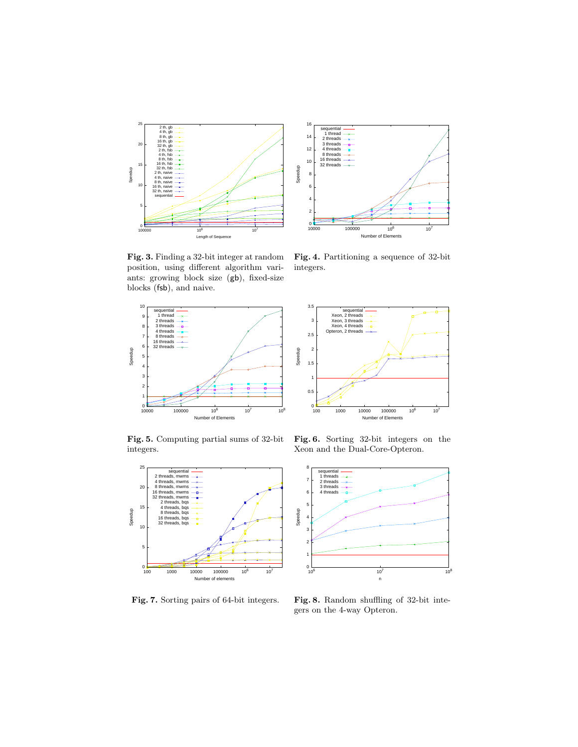**Fig. 3.** Finding a 32-bit integer at random position, using different algorithm variants: growing block size (gb), fixed-size blocks (fsb), and naive.

**Fig. 4.** Partitioning a sequence of 32-bit integers.

**Fig. 5.** Computing partial sums of 32-bit integers.

**Fig. 6.** Sorting 32-bit integers on the Xeon and the Dual-Core-Opteron.

**Fig. 7.** Sorting pairs of 64-bit integers.

**Fig. 8.** Random shuffling of 32-bit integers on the 4-way Opteron.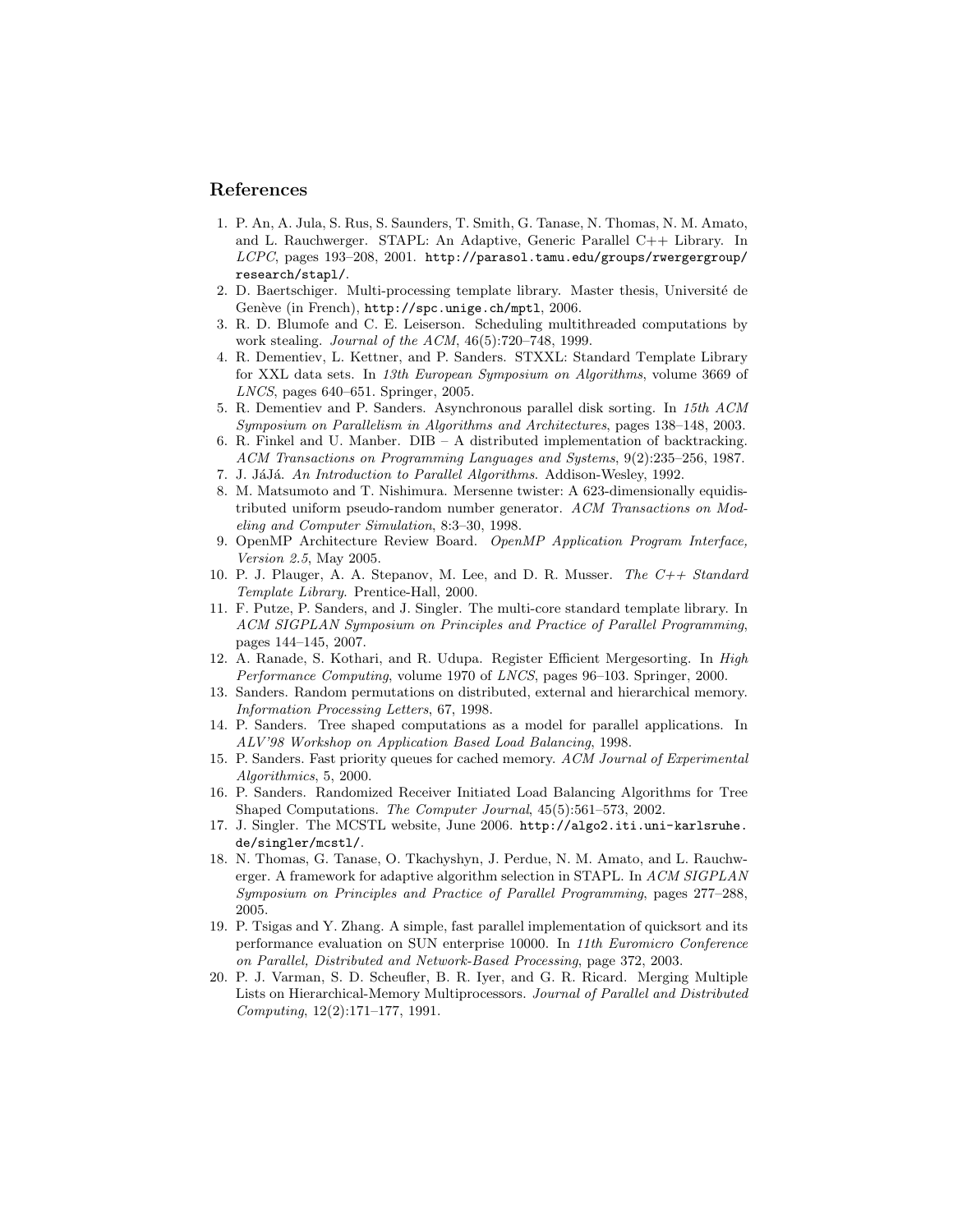## References

1. P. An, A. Jula, S. Rus, S. Saunders, T. Smith, G. Tanase, N. Thomas, N. M. Amato, and L. Rauchwerger. STAPL: An Adaptive, Generic Parallel C++ Library. In *LCPC*, pages 193–208, 2001. `http://parasol.tamu.edu/groups/rwergergroup/research/stapl/`.
2. D. Baertschiger. Multi-processing template library. Master thesis, Université de Genève (in French), `http://spc.unige.ch/mptl`, 2006.
3. R. D. Blumofe and C. E. Leiserson. Scheduling multithreaded computations by work stealing. *Journal of the ACM*, 46(5):720–748, 1999.
4. R. Dementiev, L. Kettner, and P. Sanders. STXXL: Standard Template Library for XXL data sets. In *13th European Symposium on Algorithms*, volume 3669 of *LNCS*, pages 640–651. Springer, 2005.
5. R. Dementiev and P. Sanders. Asynchronous parallel disk sorting. In *15th ACM Symposium on Parallelism in Algorithms and Architectures*, pages 138–148, 2003.
6. R. Finkel and U. Manber. DIB – A distributed implementation of backtracking. *ACM Transactions on Programming Languages and Systems*, 9(2):235–256, 1987.
7. J. JáJá. *An Introduction to Parallel Algorithms*. Addison-Wesley, 1992.
8. M. Matsumoto and T. Nishimura. Mersenne twister: A 623-dimensionally equidistributed uniform pseudo-random number generator. *ACM Transactions on Modeling and Computer Simulation*, 8:3–30, 1998.
9. OpenMP Architecture Review Board. *OpenMP Application Program Interface, Version 2.5*, May 2005.
10. P. J. Plauger, A. A. Stepanov, M. Lee, and D. R. Musser. *The C++ Standard Template Library*. Prentice-Hall, 2000.
11. F. Putze, P. Sanders, and J. Singler. The multi-core standard template library. In *ACM SIGPLAN Symposium on Principles and Practice of Parallel Programming*, pages 144–145, 2007.
12. A. Ranade, S. Kothari, and R. Udupa. Register Efficient Mergesorting. In *High Performance Computing*, volume 1970 of *LNCS*, pages 96–103. Springer, 2000.
13. Sanders. Random permutations on distributed, external and hierarchical memory. *Information Processing Letters*, 67, 1998.
14. P. Sanders. Tree shaped computations as a model for parallel applications. In *ALV'98 Workshop on Application Based Load Balancing*, 1998.
15. P. Sanders. Fast priority queues for cached memory. *ACM Journal of Experimental Algorithmics*, 5, 2000.
16. P. Sanders. Randomized Receiver Initiated Load Balancing Algorithms for Tree Shaped Computations. *The Computer Journal*, 45(5):561–573, 2002.
17. J. Singler. The MCSTL website, June 2006. `http://algo2.iti.uni-karlsruhe.de/singler/mcstl/`.
18. N. Thomas, G. Tanase, O. Tkachyshyn, J. Perdue, N. M. Amato, and L. Rauchwerger. A framework for adaptive algorithm selection in STAPL. In *ACM SIGPLAN Symposium on Principles and Practice of Parallel Programming*, pages 277–288, 2005.
19. P. Tsigas and Y. Zhang. A simple, fast parallel implementation of quicksort and its performance evaluation on SUN enterprise 10000. In *11th Euromicro Conference on Parallel, Distributed and Network-Based Processing*, page 372, 2003.
20. P. J. Varman, S. D. Scheufler, B. R. Iyer, and G. R. Ricard. Merging Multiple Lists on Hierarchical-Memory Multiprocessors. *Journal of Parallel and Distributed Computing*, 12(2):171–177, 1991.